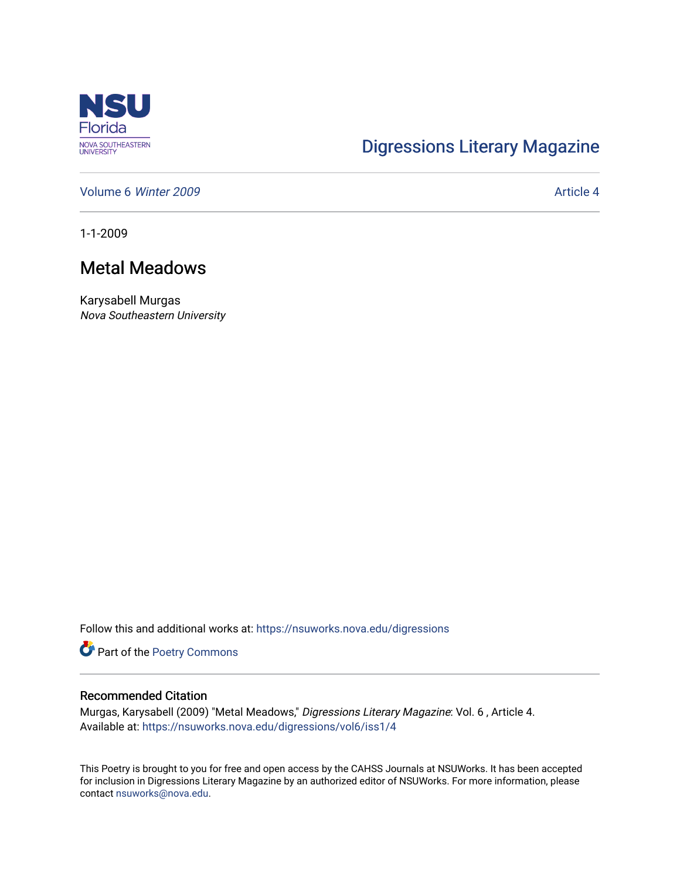NSU Florida
NOVA SOUTHEASTERN UNIVERSITY

Digressions Literary Magazine

Volume 6 *Winter 2009* | Article 4

1-1-2009

# Metal Meadows

Karysabell Murgas
*Nova Southeastern University*

Follow this and additional works at: https://nsuworks.nova.edu/digressions

Part of the Poetry Commons

## Recommended Citation

Murgas, Karysabell (2009) "Metal Meadows," *Digressions Literary Magazine*: Vol. 6 , Article 4.
Available at: https://nsuworks.nova.edu/digressions/vol6/iss1/4

This Poetry is brought to you for free and open access by the CAHSS Journals at NSUWorks. It has been accepted for inclusion in Digressions Literary Magazine by an authorized editor of NSUWorks. For more information, please contact nsuworks@nova.edu.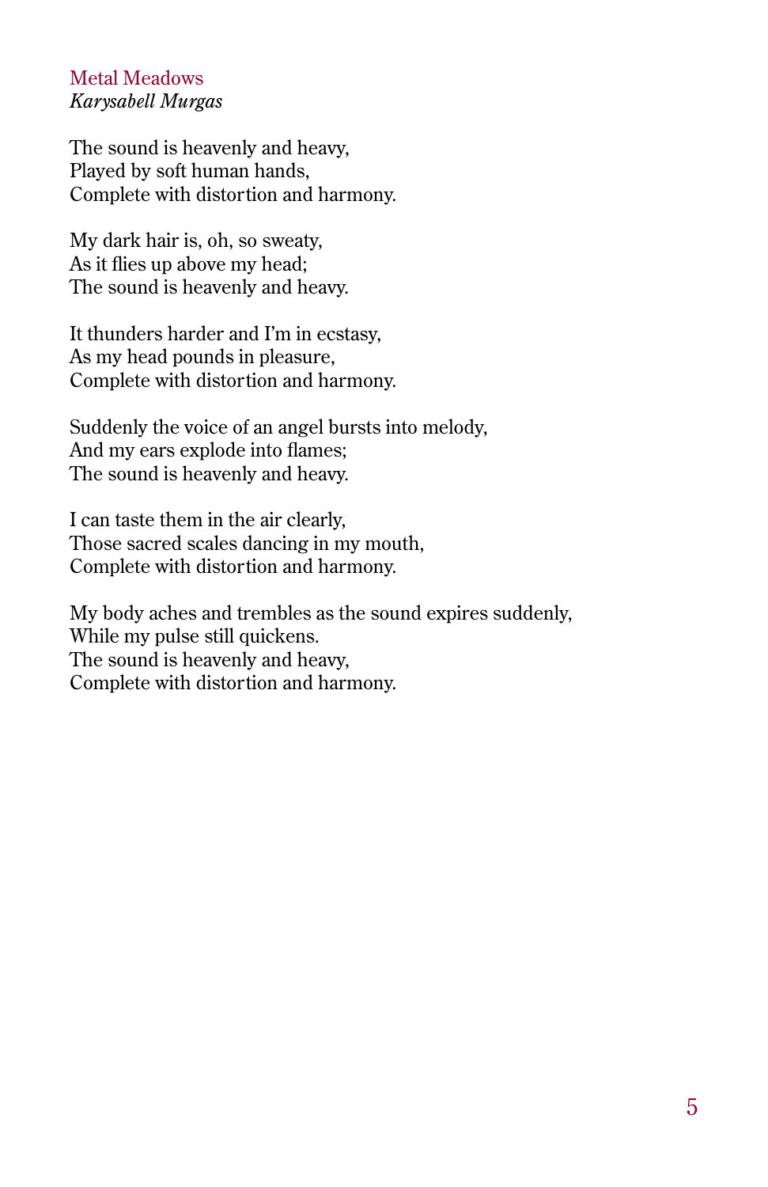## Metal Meadows

*Karysabell Murgas*

The sound is heavenly and heavy,
Played by soft human hands,
Complete with distortion and harmony.

My dark hair is, oh, so sweaty,
As it flies up above my head;
The sound is heavenly and heavy.

It thunders harder and I'm in ecstasy,
As my head pounds in pleasure,
Complete with distortion and harmony.

Suddenly the voice of an angel bursts into melody,
And my ears explode into flames;
The sound is heavenly and heavy.

I can taste them in the air clearly,
Those sacred scales dancing in my mouth,
Complete with distortion and harmony.

My body aches and trembles as the sound expires suddenly,
While my pulse still quickens.
The sound is heavenly and heavy,
Complete with distortion and harmony.